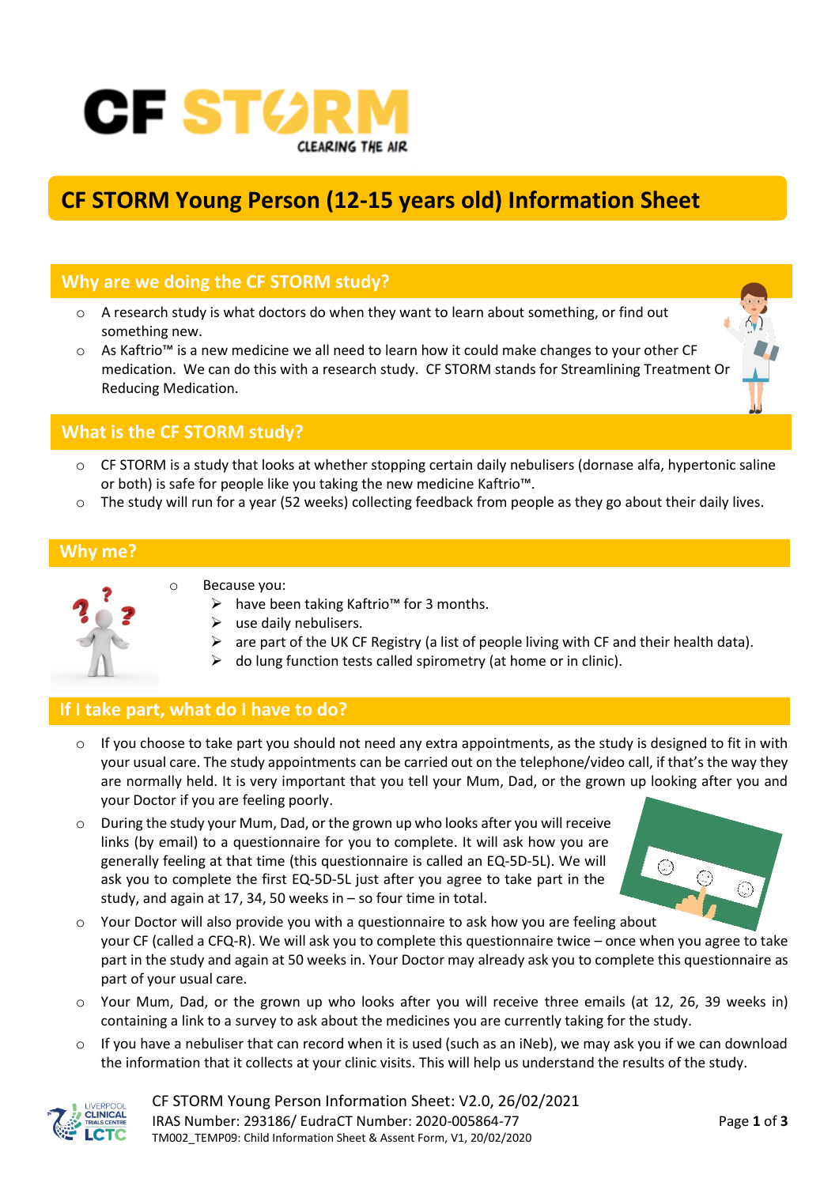# CF STORM

CLEARING THE AIR

# CF STORM Young Person (12-15 years old) Information Sheet

## Why are we doing the CF STORM study?

- A research study is what doctors do when they want to learn about something, or find out something new.
- As Kaftrio™ is a new medicine we all need to learn how it could make changes to your other CF medication. We can do this with a research study. CF STORM stands for Streamlining Treatment Or Reducing Medication.

## What is the CF STORM study?

- CF STORM is a study that looks at whether stopping certain daily nebulisers (dornase alfa, hypertonic saline or both) is safe for people like you taking the new medicine Kaftrio™.
- The study will run for a year (52 weeks) collecting feedback from people as they go about their daily lives.

## Why me?

- Because you:
  - have been taking Kaftrio™ for 3 months.
  - use daily nebulisers.
  - are part of the UK CF Registry (a list of people living with CF and their health data).
  - do lung function tests called spirometry (at home or in clinic).

## If I take part, what do I have to do?

- If you choose to take part you should not need any extra appointments, as the study is designed to fit in with your usual care. The study appointments can be carried out on the telephone/video call, if that's the way they are normally held. It is very important that you tell your Mum, Dad, or the grown up looking after you and your Doctor if you are feeling poorly.
- During the study your Mum, Dad, or the grown up who looks after you will receive links (by email) to a questionnaire for you to complete. It will ask how you are generally feeling at that time (this questionnaire is called an EQ-5D-5L). We will ask you to complete the first EQ-5D-5L just after you agree to take part in the study, and again at 17, 34, 50 weeks in – so four time in total.
- Your Doctor will also provide you with a questionnaire to ask how you are feeling about your CF (called a CFQ-R). We will ask you to complete this questionnaire twice – once when you agree to take part in the study and again at 50 weeks in. Your Doctor may already ask you to complete this questionnaire as part of your usual care.
- Your Mum, Dad, or the grown up who looks after you will receive three emails (at 12, 26, 39 weeks in) containing a link to a survey to ask about the medicines you are currently taking for the study.
- If you have a nebuliser that can record when it is used (such as an iNeb), we may ask you if we can download the information that it collects at your clinic visits. This will help us understand the results of the study.

CF STORM Young Person Information Sheet: V2.0, 26/02/2021
IRAS Number: 293186/ EudraCT Number: 2020-005864-77
TM002_TEMP09: Child Information Sheet & Assent Form, V1, 20/02/2020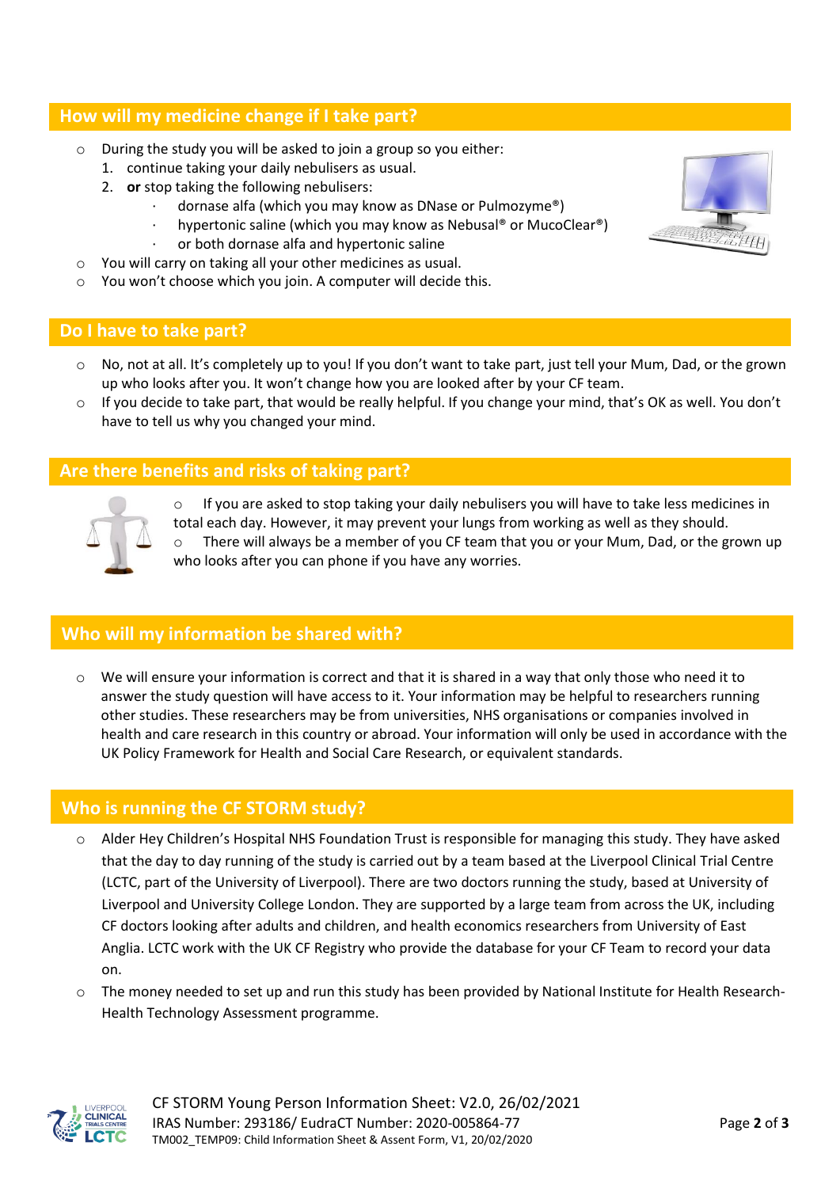## How will my medicine change if I take part?

- During the study you will be asked to join a group so you either:
  1. continue taking your daily nebulisers as usual.
  2. **or** stop taking the following nebulisers:
     - dornase alfa (which you may know as DNase or Pulmozyme®)
     - hypertonic saline (which you may know as Nebusal® or MucoClear®)
     - or both dornase alfa and hypertonic saline
- You will carry on taking all your other medicines as usual.
- You won't choose which you join. A computer will decide this.

## Do I have to take part?

- No, not at all. It's completely up to you! If you don't want to take part, just tell your Mum, Dad, or the grown up who looks after you. It won't change how you are looked after by your CF team.
- If you decide to take part, that would be really helpful. If you change your mind, that's OK as well. You don't have to tell us why you changed your mind.

## Are there benefits and risks of taking part?

- If you are asked to stop taking your daily nebulisers you will have to take less medicines in total each day. However, it may prevent your lungs from working as well as they should.
- There will always be a member of you CF team that you or your Mum, Dad, or the grown up who looks after you can phone if you have any worries.

## Who will my information be shared with?

- We will ensure your information is correct and that it is shared in a way that only those who need it to answer the study question will have access to it. Your information may be helpful to researchers running other studies. These researchers may be from universities, NHS organisations or companies involved in health and care research in this country or abroad. Your information will only be used in accordance with the UK Policy Framework for Health and Social Care Research, or equivalent standards.

## Who is running the CF STORM study?

- Alder Hey Children's Hospital NHS Foundation Trust is responsible for managing this study. They have asked that the day to day running of the study is carried out by a team based at the Liverpool Clinical Trial Centre (LCTC, part of the University of Liverpool). There are two doctors running the study, based at University of Liverpool and University College London. They are supported by a large team from across the UK, including CF doctors looking after adults and children, and health economics researchers from University of East Anglia. LCTC work with the UK CF Registry who provide the database for your CF Team to record your data on.
- The money needed to set up and run this study has been provided by National Institute for Health Research-Health Technology Assessment programme.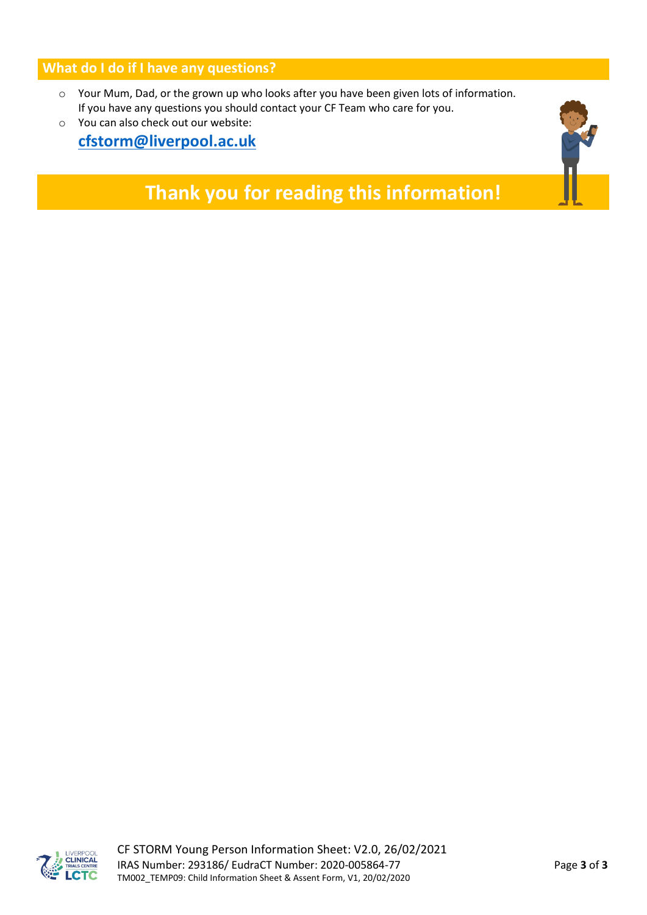## What do I do if I have any questions?

- Your Mum, Dad, or the grown up who looks after you have been given lots of information. If you have any questions you should contact your CF Team who care for you.
- You can also check out our website:
  **cfstorm@liverpool.ac.uk**

# Thank you for reading this information!